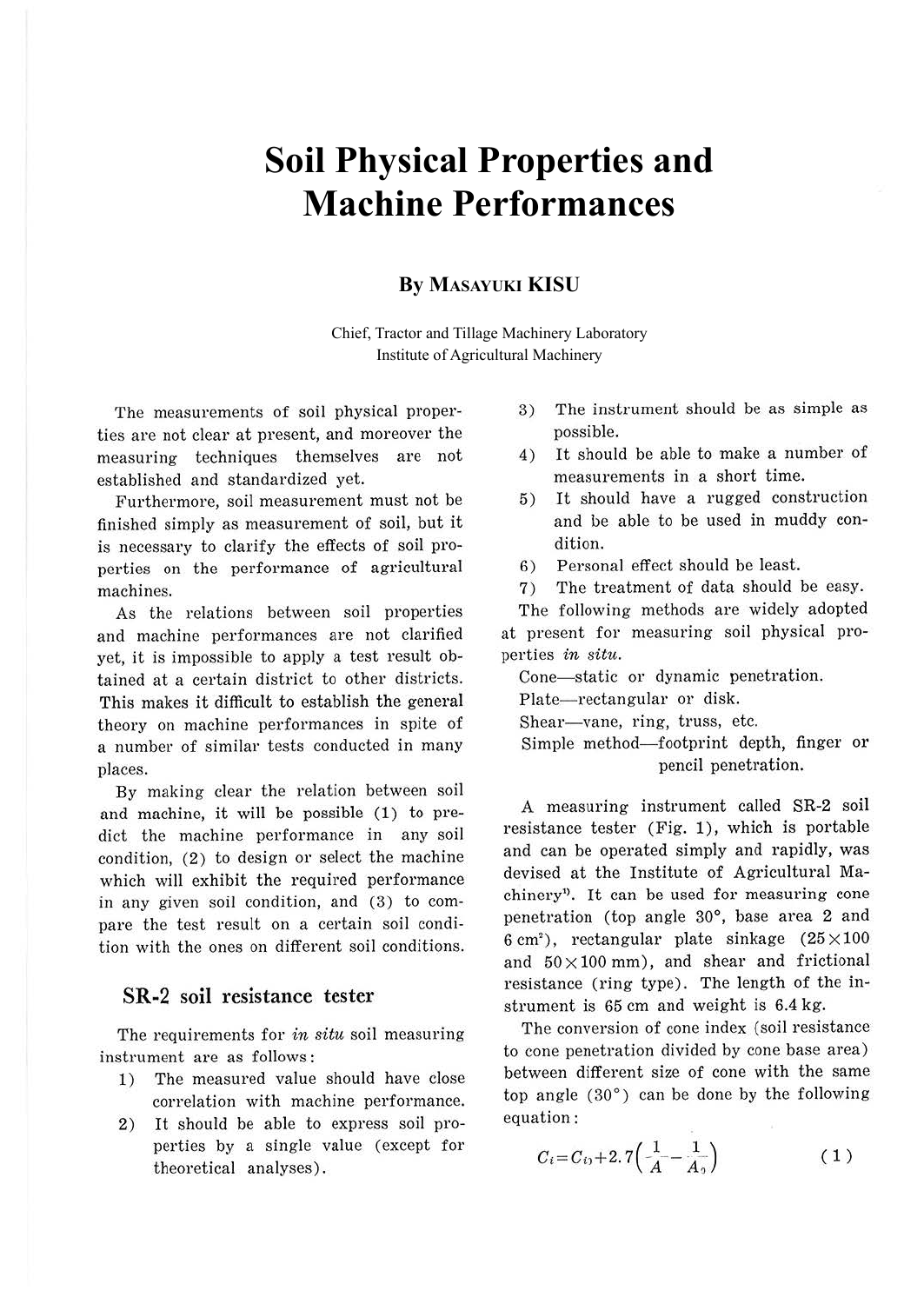# Soil Physical Properties and Machine Performances

**By MASAYUKI KISU**

Chief, Tractor and Tillage Machinery Laboratory
Institute of Agricultural Machinery

The measurements of soil physical properties are not clear at present, and moreover the measuring techniques themselves are not established and standardized yet.

Furthermore, soil measurement must not be finished simply as measurement of soil, but it is necessary to clarify the effects of soil properties on the performance of agricultural machines.

As the relations between soil properties and machine performances are not clarified yet, it is impossible to apply a test result obtained at a certain district to other districts. This makes it difficult to establish the general theory on machine performances in spite of a number of similar tests conducted in many places.

By making clear the relation between soil and machine, it will be possible (1) to predict the machine performance in any soil condition, (2) to design or select the machine which will exhibit the required performance in any given soil condition, and (3) to compare the test result on a certain soil condition with the ones on different soil conditions.

## SR-2 soil resistance tester

The requirements for *in situ* soil measuring instrument are as follows:

1) The measured value should have close correlation with machine performance.
2) It should be able to express soil properties by a single value (except for theoretical analyses).
3) The instrument should be as simple as possible.
4) It should be able to make a number of measurements in a short time.
5) It should have a rugged construction and be able to be used in muddy condition.
6) Personal effect should be least.
7) The treatment of data should be easy.

The following methods are widely adopted at present for measuring soil physical properties *in situ*.

Cone—static or dynamic penetration.
Plate—rectangular or disk.
Shear—vane, ring, truss, etc.
Simple method—footprint depth, finger or pencil penetration.

A measuring instrument called SR-2 soil resistance tester (Fig. 1), which is portable and can be operated simply and rapidly, was devised at the Institute of Agricultural Machinery[1]. It can be used for measuring cone penetration (top angle 30°, base area 2 and 6 cm$^2$), rectangular plate sinkage (25×100 and 50×100 mm), and shear and frictional resistance (ring type). The length of the instrument is 65 cm and weight is 6.4 kg.

The conversion of cone index (soil resistance to cone penetration divided by cone base area) between different size of cone with the same top angle (30°) can be done by the following equation:

$$C_i = C_{i0} + 2.7\left(\frac{1}{A} - \frac{1}{A_0}\right) \qquad (1)$$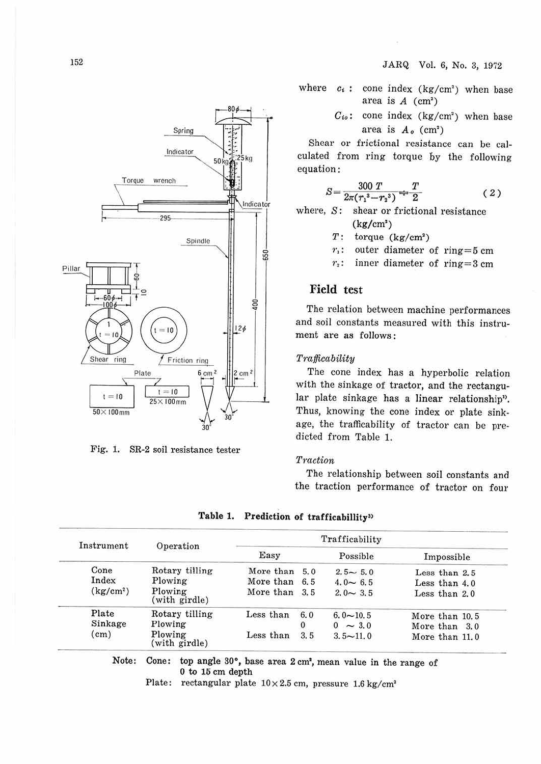Fig. 1. SR-2 soil resistance tester

where $c_i$ : cone index (kg/cm²) when base area is $A$ (cm²)

$C_{io}$ : cone index (kg/cm²) when base area is $A_o$ (cm²)

Shear or frictional resistance can be calculated from ring torque by the following equation:

$$S = \frac{300\,T}{2\pi(r_1^3 - r_2^3)} \doteqdot \frac{T}{2} \qquad (2)$$

where, $S$: shear or frictional resistance (kg/cm²)

$T$: torque (kg/cm²)

$r_1$: outer diameter of ring = 5 cm

$r_2$: inner diameter of ring = 3 cm

## Field test

The relation between machine performances and soil constants measured with this instrument are as follows:

### *Trafficability*

The cone index has a hyperbolic relation with the sinkage of tractor, and the rectangular plate sinkage has a linear relationship[1]. Thus, knowing the cone index or plate sinkage, the trafficability of tractor can be predicted from Table 1.

### *Traction*

The relationship between soil constants and the traction performance of tractor on four

**Table 1. Prediction of trafficabillity[3]**

| Instrument | Operation | Trafficability | | |
|---|---|---|---|---|
| | | Easy | Possible | Impossible |
| Cone Index (kg/cm²) | Rotary tilling | More than 5.0 | 2.5～5.0 | Less than 2.5 |
| | Plowing | More than 6.5 | 4.0～6.5 | Less than 4.0 |
| | Plowing (with girdle) | More than 3.5 | 2.0～3.5 | Less than 2.0 |
| Plate Sinkage (cm) | Rotary tilling | Less than 6.0 | 6.0～10.5 | More than 10.5 |
| | Plowing | 0 | 0 ～3.0 | More than 3.0 |
| | Plowing (with girdle) | Less than 3.5 | 3.5～11.0 | More than 11.0 |

Note: Cone: **top angle 30°, base area 2 cm², mean value in the range of 0 to 15 cm depth**

Plate: rectangular plate 10×2.5 cm, pressure 1.6 kg/cm²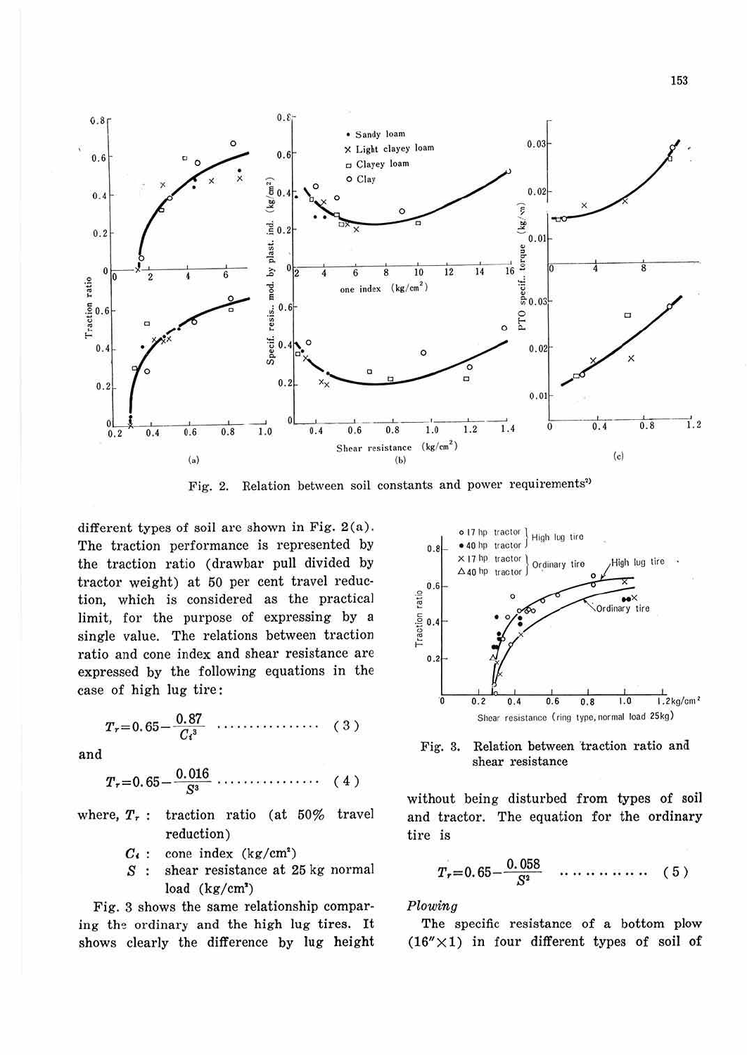Fig. 2. Relation between soil constants and power requirements[2)]

different types of soil are shown in Fig. 2(a). The traction performance is represented by the traction ratio (drawbar pull divided by tractor weight) at 50 per cent travel reduction, which is considered as the practical limit, for the purpose of expressing by a single value. The relations between traction ratio and cone index and shear resistance are expressed by the following equations in the case of high lug tire:

$$T_r = 0.65 - \frac{0.87}{C_i^3} \quad \cdots\cdots\cdots\cdots\cdots\cdots \quad (3)$$

and

$$T_r = 0.65 - \frac{0.016}{S^3} \quad \cdots\cdots\cdots\cdots\cdots\cdots \quad (4)$$

where, $T_r$ : traction ratio (at 50% travel reduction)

$C_i$ : cone index (kg/cm²)

$S$ : shear resistance at 25 kg normal load (kg/cm²)

Fig. 3 shows the same relationship comparing the ordinary and the high lug tires. It shows clearly the difference by lug height without being disturbed from types of soil and tractor. The equation for the ordinary tire is

$$T_r = 0.65 - \frac{0.058}{S^2} \quad \cdots\cdots\cdots\cdots \quad (5)$$

Fig. 3. Relation between traction ratio and shear resistance

*Plowing*

The specific resistance of a bottom plow (16″×1) in four different types of soil of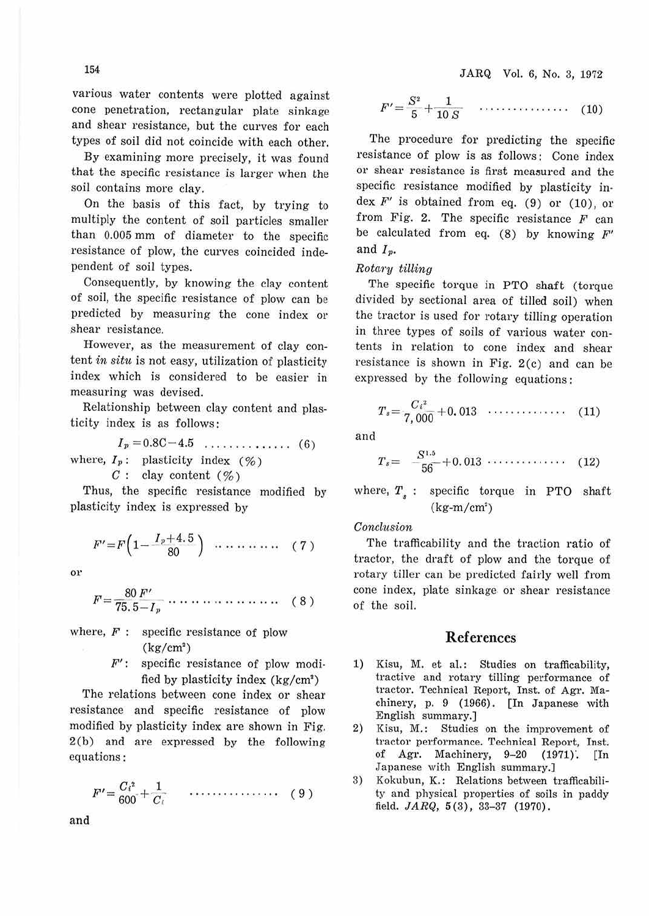various water contents were plotted against cone penetration, rectangular plate sinkage and shear resistance, but the curves for each types of soil did not coincide with each other.

By examining more precisely, it was found that the specific resistance is larger when the soil contains more clay.

On the basis of this fact, by trying to multiply the content of soil particles smaller than 0.005 mm of diameter to the specific resistance of plow, the curves coincided independent of soil types.

Consequently, by knowing the clay content of soil, the specific resistance of plow can be predicted by measuring the cone index or shear resistance.

However, as the measurement of clay content *in situ* is not easy, utilization of plasticity index which is considered to be easier in measuring was devised.

Relationship between clay content and plasticity index is as follows:

$$I_p = 0.8C - 4.5 \quad \cdots\cdots\cdots\cdots\cdots \quad (6)$$

where, $I_p$: plasticity index (%)
$C$: clay content (%)

Thus, the specific resistance modified by plasticity index is expressed by

$$F' = F\left(1 - \frac{I_p + 4.5}{80}\right) \quad \cdots\cdots\cdots\cdots \quad (7)$$

or

$$F = \frac{80\,F'}{75.5 - I_p} \quad \cdots\cdots\cdots\cdots\cdots\cdots\cdots \quad (8)$$

where, $F$: specific resistance of plow (kg/cm²)
$F'$: specific resistance of plow modified by plasticity index (kg/cm²)

The relations between cone index or shear resistance and specific resistance of plow modified by plasticity index are shown in Fig. 2(b) and are expressed by the following equations:

$$F' = \frac{C_i^2}{600} + \frac{1}{C_i} \quad \cdots\cdots\cdots\cdots\cdots\cdots \quad (9)$$

and

$$F' = \frac{S^2}{5} + \frac{1}{10\,S} \quad \cdots\cdots\cdots\cdots\cdots\cdots \quad (10)$$

The procedure for predicting the specific resistance of plow is as follows: Cone index or shear resistance is first measured and the specific resistance modified by plasticity index $F'$ is obtained from eq. (9) or (10), or from Fig. 2. The specific resistance $F$ can be calculated from eq. (8) by knowing $F'$ and $I_p$.

*Rotary tilling*

The specific torque in PTO shaft (torque divided by sectional area of tilled soil) when the tractor is used for rotary tilling operation in three types of soils of various water contents in relation to cone index and shear resistance is shown in Fig. 2(c) and can be expressed by the following equations:

$$T_s = \frac{C_i^2}{7{,}000} + 0.013 \quad \cdots\cdots\cdots\cdots\cdots \quad (11)$$

and

$$T_s = \frac{S^{1.5}}{56} + 0.013 \quad \cdots\cdots\cdots\cdots\cdots \quad (12)$$

where, $T_s$: specific torque in PTO shaft (kg-m/cm²)

*Conclusion*

The trafficability and the traction ratio of tractor, the draft of plow and the torque of rotary tiller can be predicted fairly well from cone index, plate sinkage or shear resistance of the soil.

## References

1) Kisu, M. et al.: Studies on trafficability, tractive and rotary tilling performance of tractor. Technical Report, Inst. of Agr. Machinery, p. 9 (1966). [In Japanese with English summary.]
2) Kisu, M.: Studies on the improvement of tractor performance. Technical Report, Inst. of Agr. Machinery, 9–20 (1971). [In Japanese with English summary.]
3) Kokubun, K.: Relations between trafficability and physical properties of soils in paddy field. *JARQ*, 5(3), 33–37 (1970).